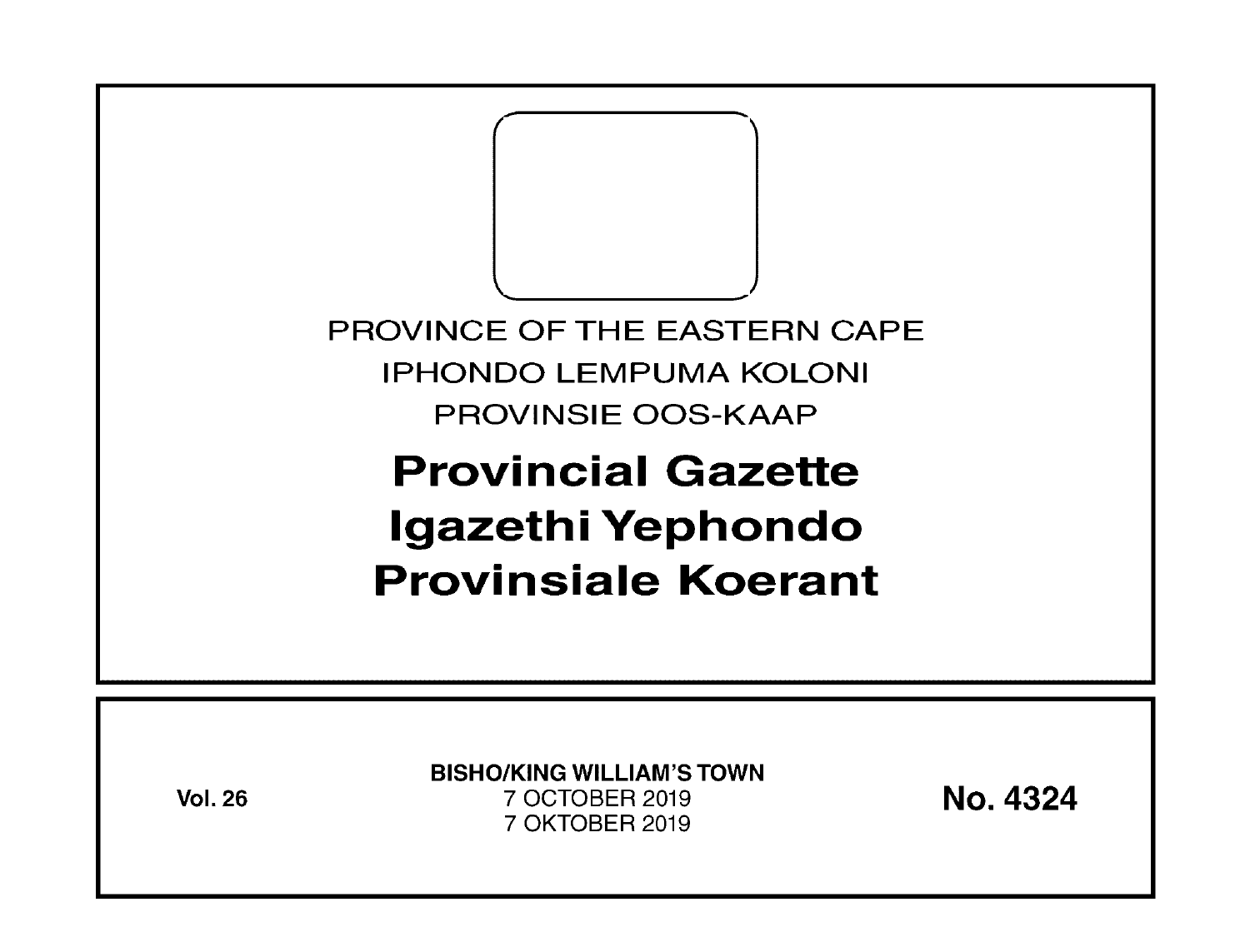PROVINCE OF THE EASTERN CAPE

IPHONDO LEMPUMA KOLONI

PROVINSIE OOS-KAAP

# Provincial Gazette
# Igazethi Yephondo
# Provinsiale Koerant

**Vol. 26**

**BISHO/KING WILLIAM'S TOWN**

7 OCTOBER 2019

7 OKTOBER 2019

**No. 4324**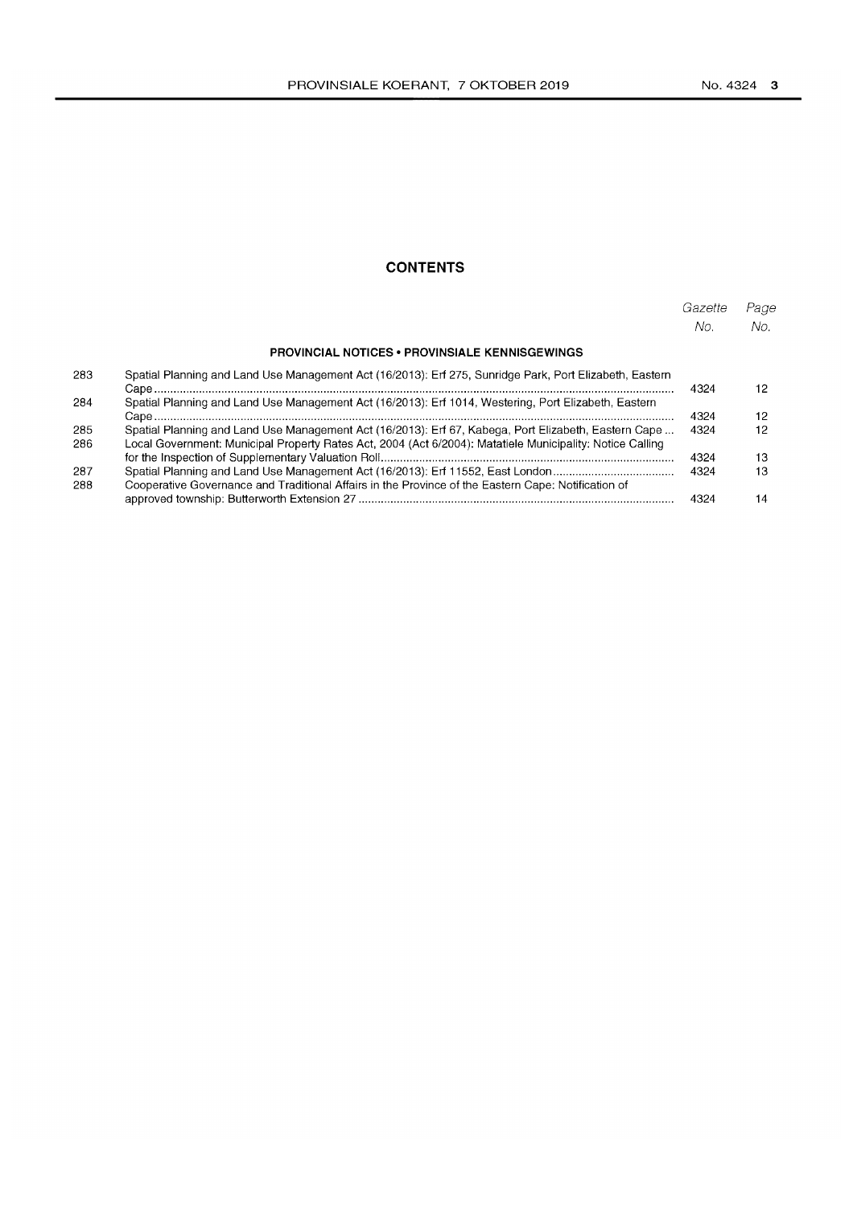## CONTENTS

| | | Gazette No. | Page No. |
|---|---|---|---|
| | **PROVINCIAL NOTICES • PROVINSIALE KENNISGEWINGS** | | |
| 283 | Spatial Planning and Land Use Management Act (16/2013): Erf 275, Sunridge Park, Port Elizabeth, Eastern Cape | 4324 | 12 |
| 284 | Spatial Planning and Land Use Management Act (16/2013): Erf 1014, Westering, Port Elizabeth, Eastern Cape | 4324 | 12 |
| 285 | Spatial Planning and Land Use Management Act (16/2013): Erf 67, Kabega, Port Elizabeth, Eastern Cape | 4324 | 12 |
| 286 | Local Government: Municipal Property Rates Act, 2004 (Act 6/2004): Matatiele Municipality: Notice Calling for the Inspection of Supplementary Valuation Roll | 4324 | 13 |
| 287 | Spatial Planning and Land Use Management Act (16/2013): Erf 11552, East London | 4324 | 13 |
| 288 | Cooperative Governance and Traditional Affairs in the Province of the Eastern Cape: Notification of approved township: Butterworth Extension 27 | 4324 | 14 |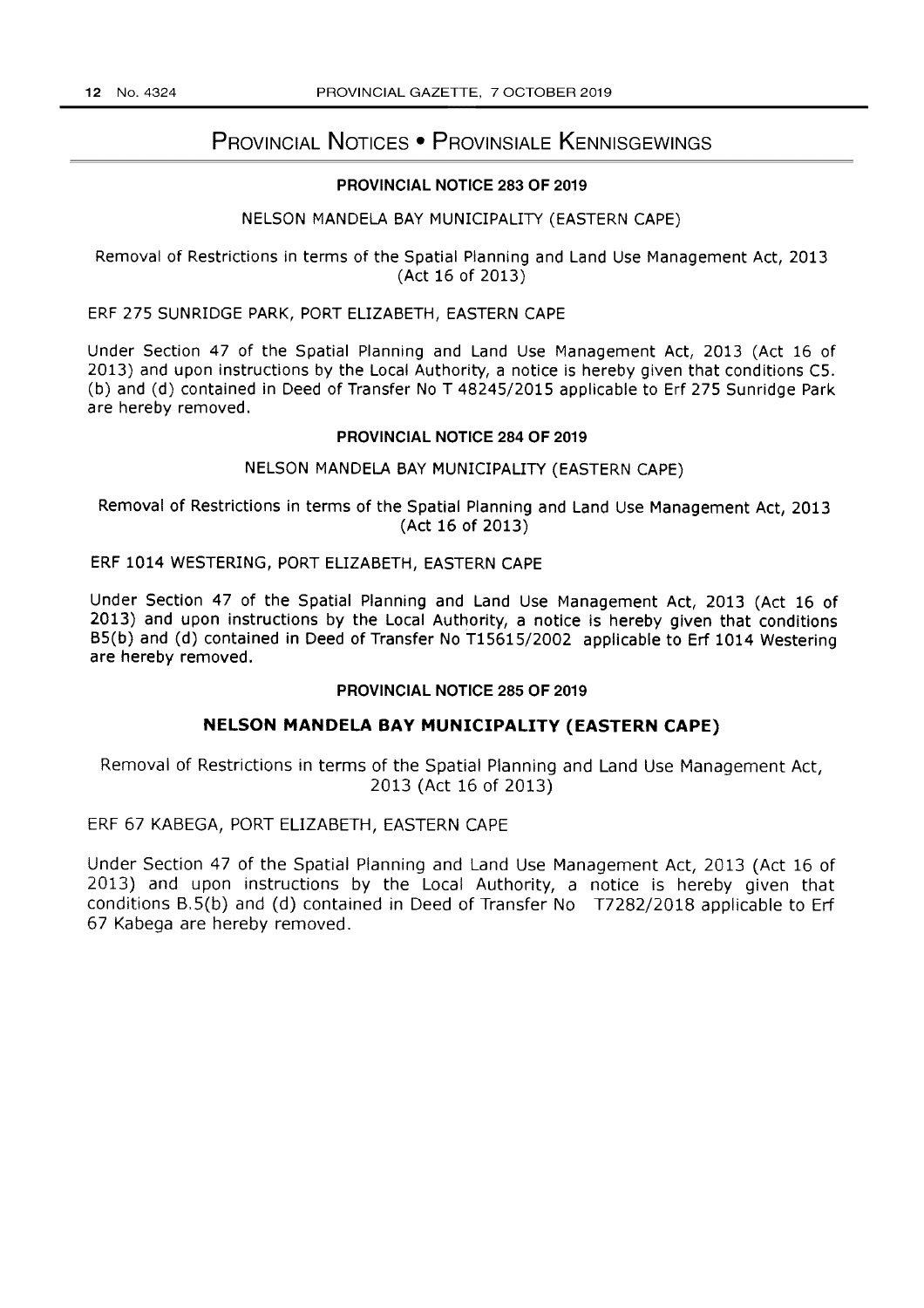# PROVINCIAL NOTICES • PROVINSIALE KENNISGEWINGS

### PROVINCIAL NOTICE 283 OF 2019

NELSON MANDELA BAY MUNICIPALITY (EASTERN CAPE)

Removal of Restrictions in terms of the Spatial Planning and Land Use Management Act, 2013 (Act 16 of 2013)

ERF 275 SUNRIDGE PARK, PORT ELIZABETH, EASTERN CAPE

Under Section 47 of the Spatial Planning and Land Use Management Act, 2013 (Act 16 of 2013) and upon instructions by the Local Authority, a notice is hereby given that conditions C5. (b) and (d) contained in Deed of Transfer No T 48245/2015 applicable to Erf 275 Sunridge Park are hereby removed.

### PROVINCIAL NOTICE 284 OF 2019

NELSON MANDELA BAY MUNICIPALITY (EASTERN CAPE)

Removal of Restrictions in terms of the Spatial Planning and Land Use Management Act, 2013 (Act 16 of 2013)

ERF 1014 WESTERING, PORT ELIZABETH, EASTERN CAPE

Under Section 47 of the Spatial Planning and Land Use Management Act, 2013 (Act 16 of 2013) and upon instructions by the Local Authority, a notice is hereby given that conditions B5(b) and (d) contained in Deed of Transfer No T15615/2002 applicable to Erf 1014 Westering are hereby removed.

### PROVINCIAL NOTICE 285 OF 2019

**NELSON MANDELA BAY MUNICIPALITY (EASTERN CAPE)**

Removal of Restrictions in terms of the Spatial Planning and Land Use Management Act, 2013 (Act 16 of 2013)

ERF 67 KABEGA, PORT ELIZABETH, EASTERN CAPE

Under Section 47 of the Spatial Planning and Land Use Management Act, 2013 (Act 16 of 2013) and upon instructions by the Local Authority, a notice is hereby given that conditions B.5(b) and (d) contained in Deed of Transfer No T7282/2018 applicable to Erf 67 Kabega are hereby removed.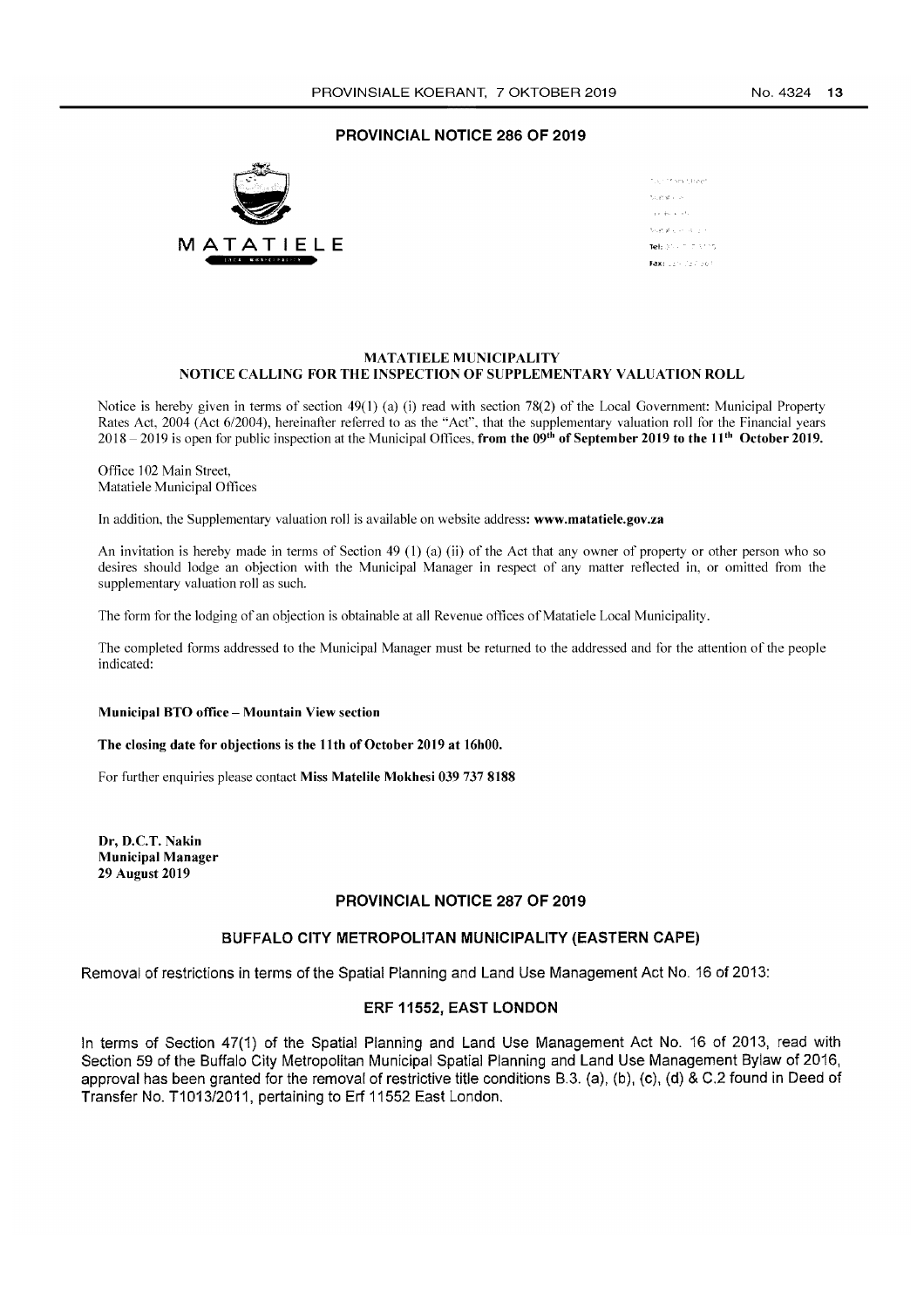## PROVINCIAL NOTICE 286 OF 2019

MATATIELE

### MATATIELE MUNICIPALITY
### NOTICE CALLING FOR THE INSPECTION OF SUPPLEMENTARY VALUATION ROLL

Notice is hereby given in terms of section 49(1) (a) (i) read with section 78(2) of the Local Government: Municipal Property Rates Act, 2004 (Act 6/2004), hereinafter referred to as the "Act", that the supplementary valuation roll for the Financial years 2018 – 2019 is open for public inspection at the Municipal Offices, **from the 09th of September 2019 to the 11th October 2019.**

Office 102 Main Street,
Matatiele Municipal Offices

In addition, the Supplementary valuation roll is available on website address: **www.matatiele.gov.za**

An invitation is hereby made in terms of Section 49 (1) (a) (ii) of the Act that any owner of property or other person who so desires should lodge an objection with the Municipal Manager in respect of any matter reflected in, or omitted from the supplementary valuation roll as such.

The form for the lodging of an objection is obtainable at all Revenue offices of Matatiele Local Municipality.

The completed forms addressed to the Municipal Manager must be returned to the addressed and for the attention of the people indicated:

**Municipal BTO office – Mountain View section**

**The closing date for objections is the 11th of October 2019 at 16h00.**

For further enquiries please contact **Miss Matelile Mokhesi 039 737 8188**

**Dr, D.C.T. Nakin**
**Municipal Manager**
**29 August 2019**

## PROVINCIAL NOTICE 287 OF 2019

### BUFFALO CITY METROPOLITAN MUNICIPALITY (EASTERN CAPE)

Removal of restrictions in terms of the Spatial Planning and Land Use Management Act No. 16 of 2013:

### ERF 11552, EAST LONDON

In terms of Section 47(1) of the Spatial Planning and Land Use Management Act No. 16 of 2013, read with Section 59 of the Buffalo City Metropolitan Municipal Spatial Planning and Land Use Management Bylaw of 2016, approval has been granted for the removal of restrictive title conditions B.3. (a), (b), (c), (d) & C.2 found in Deed of Transfer No. T1013/2011, pertaining to Erf 11552 East London.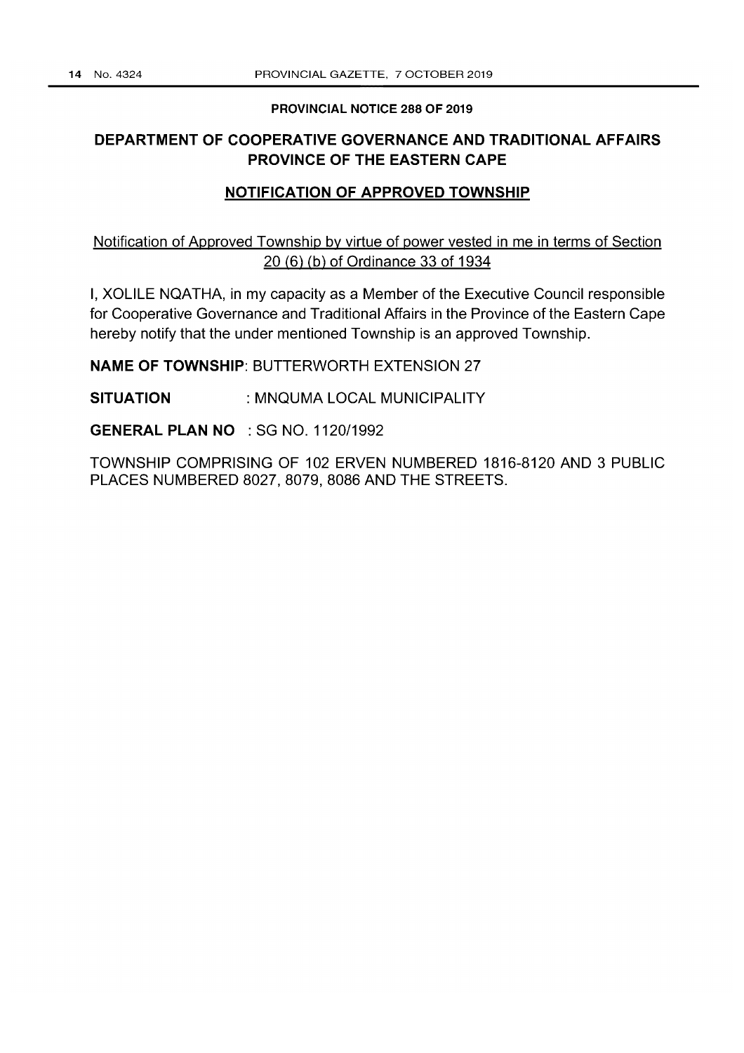**PROVINCIAL NOTICE 288 OF 2019**

## DEPARTMENT OF COOPERATIVE GOVERNANCE AND TRADITIONAL AFFAIRS PROVINCE OF THE EASTERN CAPE

## NOTIFICATION OF APPROVED TOWNSHIP

Notification of Approved Township by virtue of power vested in me in terms of Section 20 (6) (b) of Ordinance 33 of 1934

I, XOLILE NQATHA, in my capacity as a Member of the Executive Council responsible for Cooperative Governance and Traditional Affairs in the Province of the Eastern Cape hereby notify that the under mentioned Township is an approved Township.

**NAME OF TOWNSHIP**: BUTTERWORTH EXTENSION 27

**SITUATION** : MNQUMA LOCAL MUNICIPALITY

**GENERAL PLAN NO** : SG NO. 1120/1992

TOWNSHIP COMPRISING OF 102 ERVEN NUMBERED 1816-8120 AND 3 PUBLIC PLACES NUMBERED 8027, 8079, 8086 AND THE STREETS.